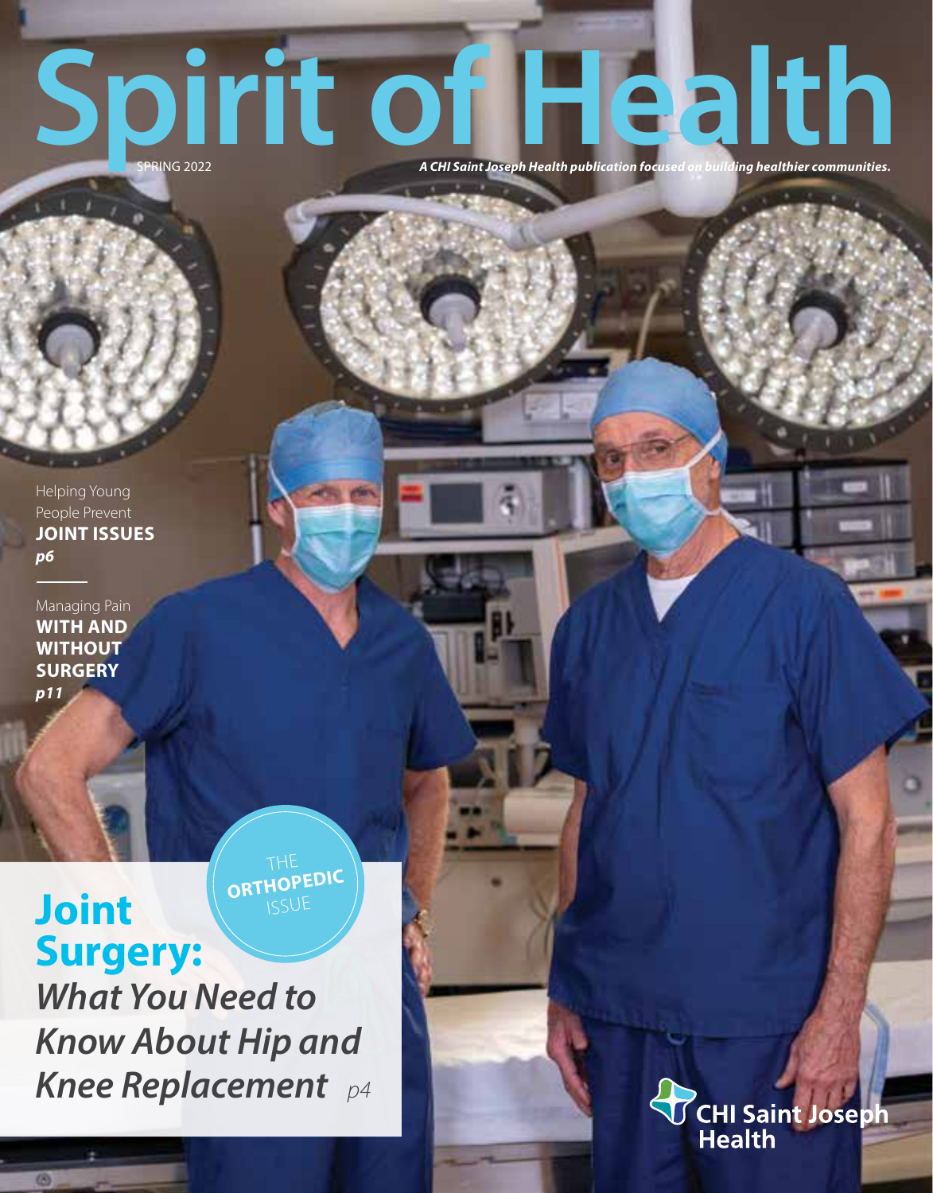# Spirit of Health

SPRING 2022

*A CHI Saint Joseph Health publication focused on building healthier communities.*

Helping Young People Prevent **JOINT ISSUES** ***p6***

Managing Pain **WITH AND WITHOUT SURGERY** ***p11***

THE **ORTHOPEDIC** ISSUE

## Joint Surgery:

***What You Need to Know About Hip and Knee Replacement*** *p4*

CHI Saint Joseph Health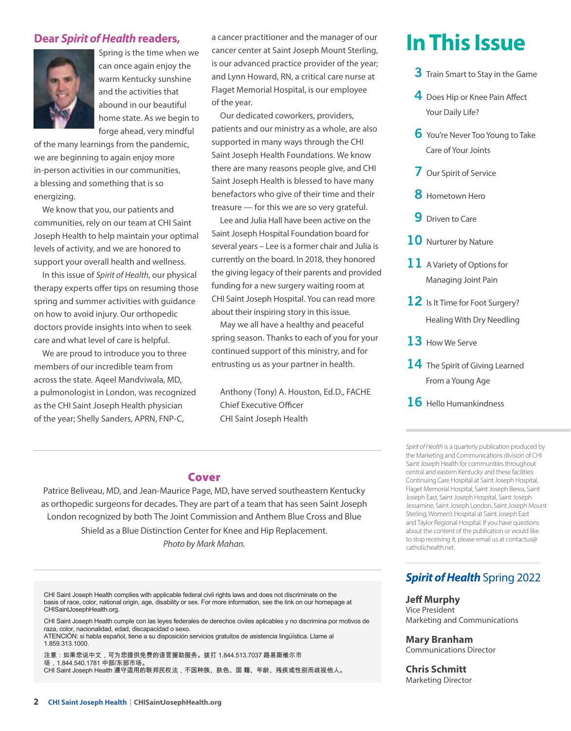## Dear *Spirit of Health* readers,

Spring is the time when we can once again enjoy the warm Kentucky sunshine and the activities that abound in our beautiful home state. As we begin to forge ahead, very mindful of the many learnings from the pandemic, we are beginning to again enjoy more in-person activities in our communities, a blessing and something that is so energizing.

We know that you, our patients and communities, rely on our team at CHI Saint Joseph Health to help maintain your optimal levels of activity, and we are honored to support your overall health and wellness.

In this issue of *Spirit of Health*, our physical therapy experts offer tips on resuming those spring and summer activities with guidance on how to avoid injury. Our orthopedic doctors provide insights into when to seek care and what level of care is helpful.

We are proud to introduce you to three members of our incredible team from across the state. Aqeel Mandviwala, MD, a pulmonologist in London, was recognized as the CHI Saint Joseph Health physician of the year; Shelly Sanders, APRN, FNP-C, a cancer practitioner and the manager of our cancer center at Saint Joseph Mount Sterling, is our advanced practice provider of the year; and Lynn Howard, RN, a critical care nurse at Flaget Memorial Hospital, is our employee of the year.

Our dedicated coworkers, providers, patients and our ministry as a whole, are also supported in many ways through the CHI Saint Joseph Health Foundations. We know there are many reasons people give, and CHI Saint Joseph Health is blessed to have many benefactors who give of their time and their treasure — for this we are so very grateful.

Lee and Julia Hall have been active on the Saint Joseph Hospital Foundation board for several years – Lee is a former chair and Julia is currently on the board. In 2018, they honored the giving legacy of their parents and provided funding for a new surgery waiting room at CHI Saint Joseph Hospital. You can read more about their inspiring story in this issue.

May we all have a healthy and peaceful spring season. Thanks to each of you for your continued support of this ministry, and for entrusting us as your partner in health.

Anthony (Tony) A. Houston, Ed.D., FACHE
Chief Executive Officer
CHI Saint Joseph Health

# In This Issue

- **3** Train Smart to Stay in the Game
- **4** Does Hip or Knee Pain Affect Your Daily Life?
- **6** You're Never Too Young to Take Care of Your Joints
- **7** Our Spirit of Service
- **8** Hometown Hero
- **9** Driven to Care
- **10** Nurturer by Nature
- **11** A Variety of Options for Managing Joint Pain
- **12** Is It Time for Foot Surgery? Healing With Dry Needling
- **13** How We Serve
- **14** The Spirit of Giving Learned From a Young Age
- **16** Hello Humankindness

## Cover

Patrice Beliveau, MD, and Jean-Maurice Page, MD, have served southeastern Kentucky as orthopedic surgeons for decades. They are part of a team that has seen Saint Joseph London recognized by both The Joint Commission and Anthem Blue Cross and Blue Shield as a Blue Distinction Center for Knee and Hip Replacement.
*Photo by Mark Mahan.*

*Spirit of Health* is a quarterly publication produced by the Marketing and Communications division of CHI Saint Joseph Health for communities throughout central and eastern Kentucky and these facilities: Continuing Care Hospital at Saint Joseph Hospital, Flaget Memorial Hospital, Saint Joseph Berea, Saint Joseph East, Saint Joseph Hospital, Saint Joseph Jessamine, Saint Joseph London, Saint Joseph Mount Sterling, Women's Hospital at Saint Joseph East and Taylor Regional Hospital. If you have questions about the content of the publication or would like to stop receiving it, please email us at contactus@catholichealth.net.

### *Spirit of Health* Spring 2022

**Jeff Murphy**
Vice President
Marketing and Communications

**Mary Branham**
Communications Director

**Chris Schmitt**
Marketing Director

CHI Saint Joseph Health complies with applicable federal civil rights laws and does not discriminate on the basis of race, color, national origin, age, disability or sex. For more information, see the link on our homepage at CHISaintJosephHealth.org.

CHI Saint Joseph Health cumple con las leyes federales de derechos civiles aplicables y no discrimina por motivos de raza, color, nacionalidad, edad, discapacidad o sexo.
ATENCIÓN: si habla español, tiene a su disposición servicios gratuitos de asistencia lingüística. Llame al 1.859.313.1000.

注意：如果您说中文，可为您提供免费的语言援助服务。拨打 1.844.513.7037 路易斯维尔市场，1.844.540.1781 中部/东部市场。
CHI Saint Joseph Health 遵守适用的联邦民权法，不因种族、肤色、国 籍、年龄、残疾或性别而歧视他人。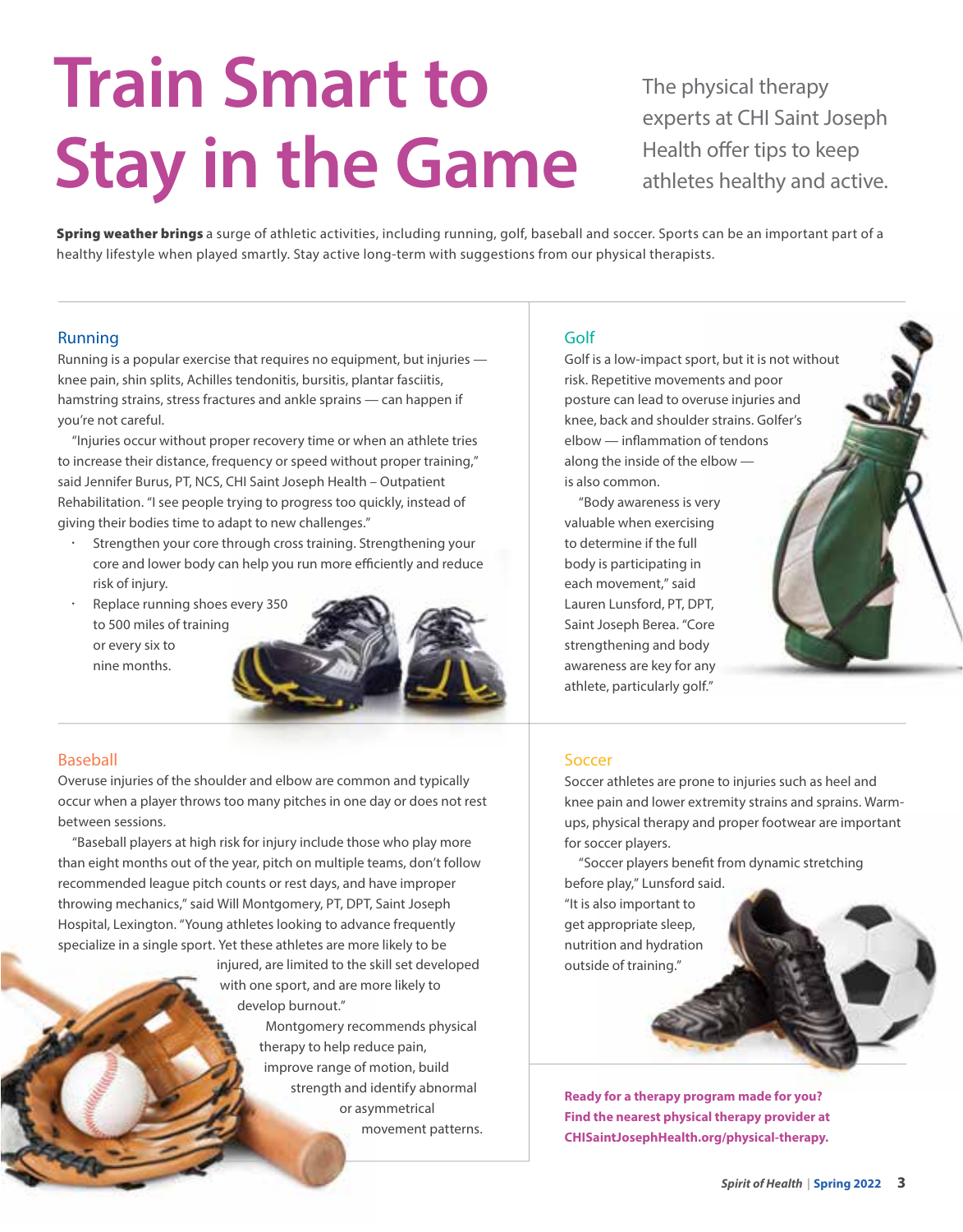# Train Smart to Stay in the Game

The physical therapy experts at CHI Saint Joseph Health offer tips to keep athletes healthy and active.

**Spring weather brings** a surge of athletic activities, including running, golf, baseball and soccer. Sports can be an important part of a healthy lifestyle when played smartly. Stay active long-term with suggestions from our physical therapists.

## Running

Running is a popular exercise that requires no equipment, but injuries — knee pain, shin splits, Achilles tendonitis, bursitis, plantar fasciitis, hamstring strains, stress fractures and ankle sprains — can happen if you're not careful.

"Injuries occur without proper recovery time or when an athlete tries to increase their distance, frequency or speed without proper training," said Jennifer Burus, PT, NCS, CHI Saint Joseph Health – Outpatient Rehabilitation. "I see people trying to progress too quickly, instead of giving their bodies time to adapt to new challenges."

- Strengthen your core through cross training. Strengthening your core and lower body can help you run more efficiently and reduce risk of injury.
- Replace running shoes every 350 to 500 miles of training or every six to nine months.

## Golf

Golf is a low-impact sport, but it is not without risk. Repetitive movements and poor posture can lead to overuse injuries and knee, back and shoulder strains. Golfer's elbow — inflammation of tendons along the inside of the elbow — is also common.

"Body awareness is very valuable when exercising to determine if the full body is participating in each movement," said Lauren Lunsford, PT, DPT, Saint Joseph Berea. "Core strengthening and body awareness are key for any athlete, particularly golf."

## Baseball

Overuse injuries of the shoulder and elbow are common and typically occur when a player throws too many pitches in one day or does not rest between sessions.

"Baseball players at high risk for injury include those who play more than eight months out of the year, pitch on multiple teams, don't follow recommended league pitch counts or rest days, and have improper throwing mechanics," said Will Montgomery, PT, DPT, Saint Joseph Hospital, Lexington. "Young athletes looking to advance frequently specialize in a single sport. Yet these athletes are more likely to be injured, are limited to the skill set developed with one sport, and are more likely to develop burnout."

Montgomery recommends physical therapy to help reduce pain, improve range of motion, build strength and identify abnormal or asymmetrical movement patterns.

## Soccer

Soccer athletes are prone to injuries such as heel and knee pain and lower extremity strains and sprains. Warm-ups, physical therapy and proper footwear are important for soccer players.

"Soccer players benefit from dynamic stretching before play," Lunsford said. "It is also important to get appropriate sleep, nutrition and hydration outside of training."

**Ready for a therapy program made for you? Find the nearest physical therapy provider at CHISaintJosephHealth.org/physical-therapy.**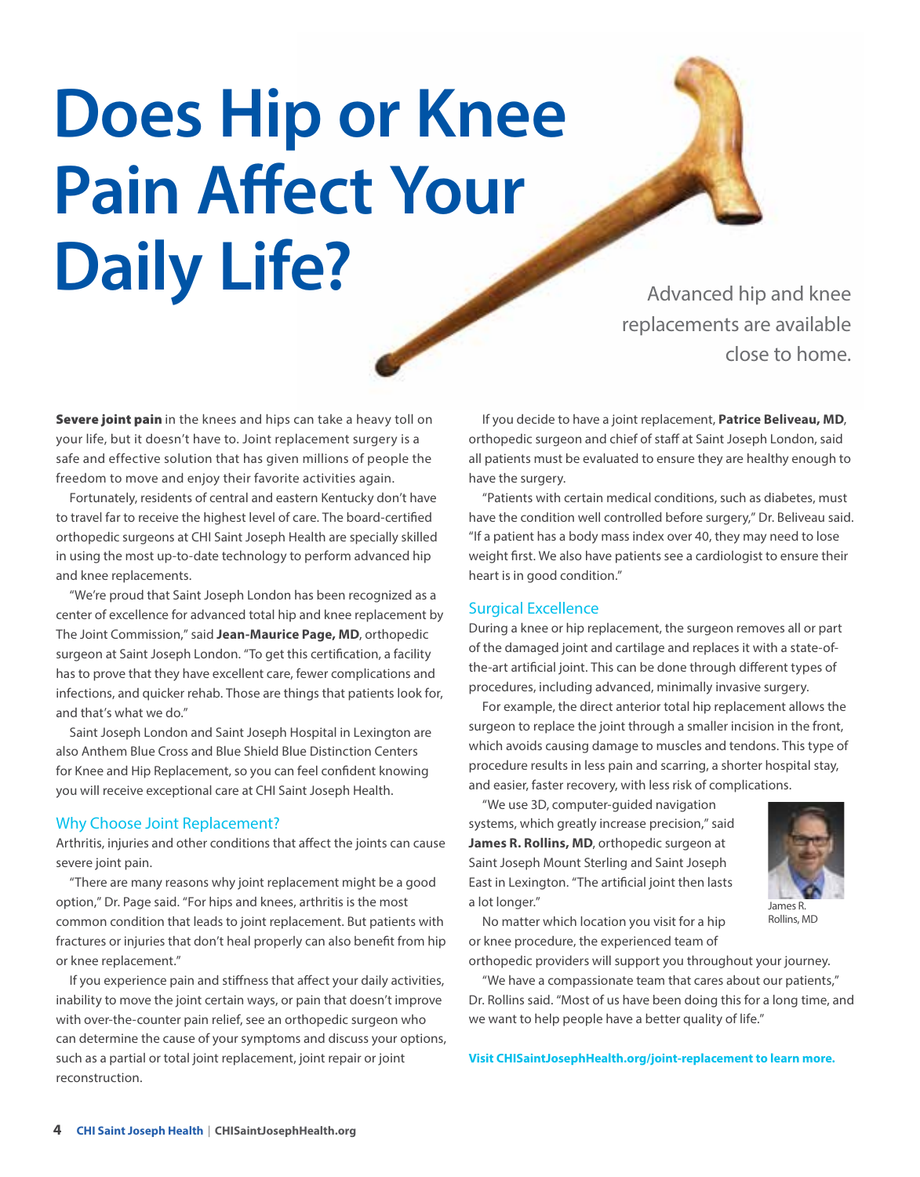# Does Hip or Knee Pain Affect Your Daily Life?

Advanced hip and knee replacements are available close to home.

**Severe joint pain** in the knees and hips can take a heavy toll on your life, but it doesn't have to. Joint replacement surgery is a safe and effective solution that has given millions of people the freedom to move and enjoy their favorite activities again.

Fortunately, residents of central and eastern Kentucky don't have to travel far to receive the highest level of care. The board-certified orthopedic surgeons at CHI Saint Joseph Health are specially skilled in using the most up-to-date technology to perform advanced hip and knee replacements.

"We're proud that Saint Joseph London has been recognized as a center of excellence for advanced total hip and knee replacement by The Joint Commission," said **Jean-Maurice Page, MD**, orthopedic surgeon at Saint Joseph London. "To get this certification, a facility has to prove that they have excellent care, fewer complications and infections, and quicker rehab. Those are things that patients look for, and that's what we do."

Saint Joseph London and Saint Joseph Hospital in Lexington are also Anthem Blue Cross and Blue Shield Blue Distinction Centers for Knee and Hip Replacement, so you can feel confident knowing you will receive exceptional care at CHI Saint Joseph Health.

## Why Choose Joint Replacement?

Arthritis, injuries and other conditions that affect the joints can cause severe joint pain.

"There are many reasons why joint replacement might be a good option," Dr. Page said. "For hips and knees, arthritis is the most common condition that leads to joint replacement. But patients with fractures or injuries that don't heal properly can also benefit from hip or knee replacement."

If you experience pain and stiffness that affect your daily activities, inability to move the joint certain ways, or pain that doesn't improve with over-the-counter pain relief, see an orthopedic surgeon who can determine the cause of your symptoms and discuss your options, such as a partial or total joint replacement, joint repair or joint reconstruction.

If you decide to have a joint replacement, **Patrice Beliveau, MD**, orthopedic surgeon and chief of staff at Saint Joseph London, said all patients must be evaluated to ensure they are healthy enough to have the surgery.

"Patients with certain medical conditions, such as diabetes, must have the condition well controlled before surgery," Dr. Beliveau said. "If a patient has a body mass index over 40, they may need to lose weight first. We also have patients see a cardiologist to ensure their heart is in good condition."

## Surgical Excellence

During a knee or hip replacement, the surgeon removes all or part of the damaged joint and cartilage and replaces it with a state-of-the-art artificial joint. This can be done through different types of procedures, including advanced, minimally invasive surgery.

For example, the direct anterior total hip replacement allows the surgeon to replace the joint through a smaller incision in the front, which avoids causing damage to muscles and tendons. This type of procedure results in less pain and scarring, a shorter hospital stay, and easier, faster recovery, with less risk of complications.

"We use 3D, computer-guided navigation systems, which greatly increase precision," said **James R. Rollins, MD**, orthopedic surgeon at Saint Joseph Mount Sterling and Saint Joseph East in Lexington. "The artificial joint then lasts a lot longer."

James R. Rollins, MD

No matter which location you visit for a hip or knee procedure, the experienced team of orthopedic providers will support you throughout your journey.

"We have a compassionate team that cares about our patients," Dr. Rollins said. "Most of us have been doing this for a long time, and we want to help people have a better quality of life."

**Visit CHISaintJosephHealth.org/joint-replacement to learn more.**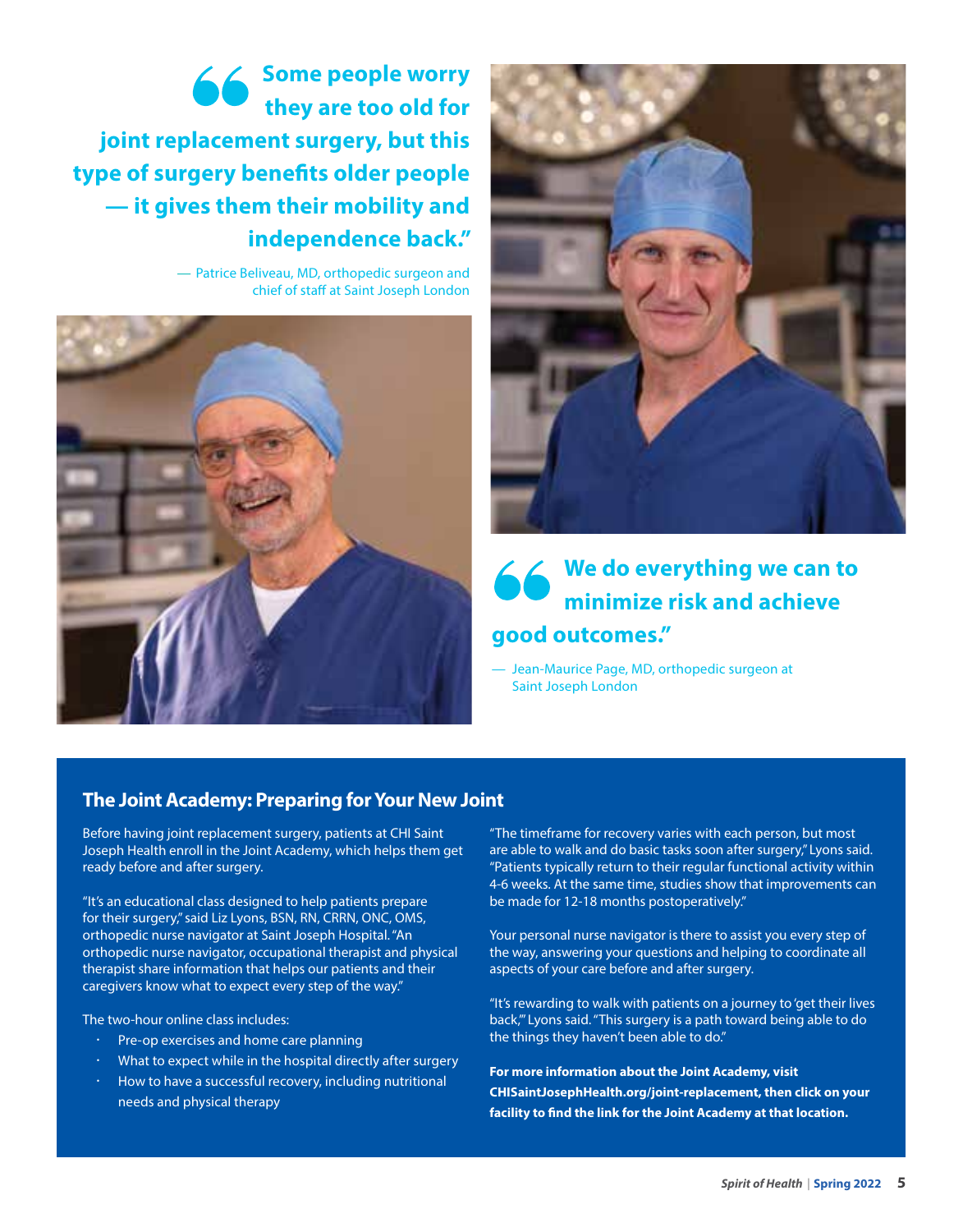> "Some people worry they are too old for joint replacement surgery, but this type of surgery benefits older people — it gives them their mobility and independence back."
>
> — Patrice Beliveau, MD, orthopedic surgeon and chief of staff at Saint Joseph London

> "We do everything we can to minimize risk and achieve good outcomes."
>
> — Jean-Maurice Page, MD, orthopedic surgeon at Saint Joseph London

## The Joint Academy: Preparing for Your New Joint

Before having joint replacement surgery, patients at CHI Saint Joseph Health enroll in the Joint Academy, which helps them get ready before and after surgery.

"It's an educational class designed to help patients prepare for their surgery," said Liz Lyons, BSN, RN, CRRN, ONC, OMS, orthopedic nurse navigator at Saint Joseph Hospital. "An orthopedic nurse navigator, occupational therapist and physical therapist share information that helps our patients and their caregivers know what to expect every step of the way."

The two-hour online class includes:

- Pre-op exercises and home care planning
- What to expect while in the hospital directly after surgery
- How to have a successful recovery, including nutritional needs and physical therapy

"The timeframe for recovery varies with each person, but most are able to walk and do basic tasks soon after surgery," Lyons said. "Patients typically return to their regular functional activity within 4-6 weeks. At the same time, studies show that improvements can be made for 12-18 months postoperatively."

Your personal nurse navigator is there to assist you every step of the way, answering your questions and helping to coordinate all aspects of your care before and after surgery.

"It's rewarding to walk with patients on a journey to 'get their lives back,'" Lyons said. "This surgery is a path toward being able to do the things they haven't been able to do."

**For more information about the Joint Academy, visit CHISaintJosephHealth.org/joint-replacement, then click on your facility to find the link for the Joint Academy at that location.**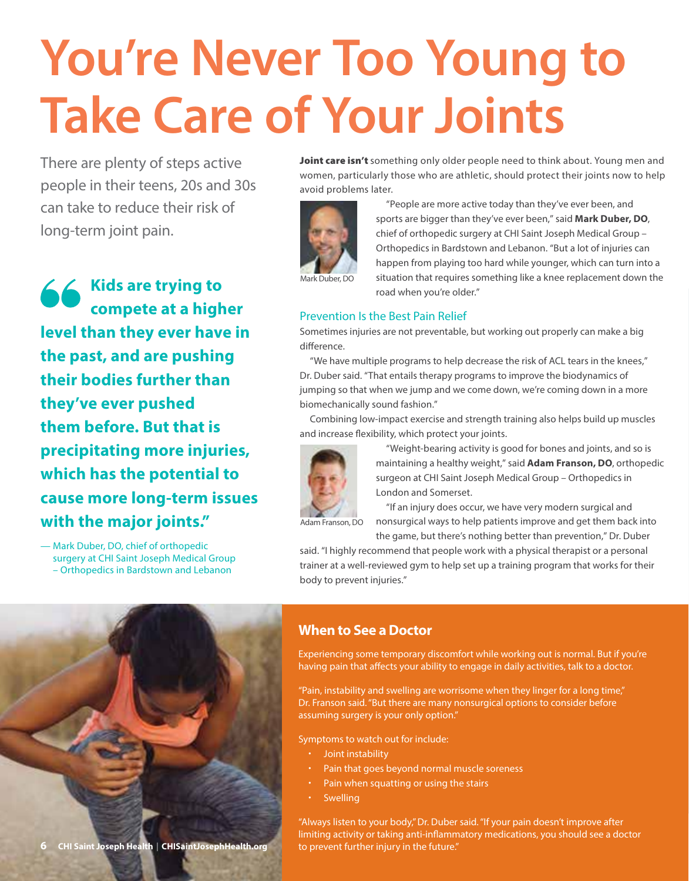# You're Never Too Young to Take Care of Your Joints

There are plenty of steps active people in their teens, 20s and 30s can take to reduce their risk of long-term joint pain.

> **"Kids are trying to compete at a higher level than they ever have in the past, and are pushing their bodies further than they've ever pushed them before. But that is precipitating more injuries, which has the potential to cause more long-term issues with the major joints."**
>
> — Mark Duber, DO, chief of orthopedic surgery at CHI Saint Joseph Medical Group – Orthopedics in Bardstown and Lebanon

**Joint care isn't** something only older people need to think about. Young men and women, particularly those who are athletic, should protect their joints now to help avoid problems later.

Mark Duber, DO

"People are more active today than they've ever been, and sports are bigger than they've ever been," said **Mark Duber, DO**, chief of orthopedic surgery at CHI Saint Joseph Medical Group – Orthopedics in Bardstown and Lebanon. "But a lot of injuries can happen from playing too hard while younger, which can turn into a situation that requires something like a knee replacement down the road when you're older."

## Prevention Is the Best Pain Relief

Sometimes injuries are not preventable, but working out properly can make a big difference.

"We have multiple programs to help decrease the risk of ACL tears in the knees," Dr. Duber said. "That entails therapy programs to improve the biodynamics of jumping so that when we jump and we come down, we're coming down in a more biomechanically sound fashion."

Combining low-impact exercise and strength training also helps build up muscles and increase flexibility, which protect your joints.

Adam Franson, DO

"Weight-bearing activity is good for bones and joints, and so is maintaining a healthy weight," said **Adam Franson, DO**, orthopedic surgeon at CHI Saint Joseph Medical Group – Orthopedics in London and Somerset.

"If an injury does occur, we have very modern surgical and nonsurgical ways to help patients improve and get them back into the game, but there's nothing better than prevention," Dr. Duber said. "I highly recommend that people work with a physical therapist or a personal trainer at a well-reviewed gym to help set up a training program that works for their body to prevent injuries."

## When to See a Doctor

Experiencing some temporary discomfort while working out is normal. But if you're having pain that affects your ability to engage in daily activities, talk to a doctor.

"Pain, instability and swelling are worrisome when they linger for a long time," Dr. Franson said. "But there are many nonsurgical options to consider before assuming surgery is your only option."

Symptoms to watch out for include:

- Joint instability
- Pain that goes beyond normal muscle soreness
- Pain when squatting or using the stairs
- Swelling

"Always listen to your body," Dr. Duber said. "If your pain doesn't improve after limiting activity or taking anti-inflammatory medications, you should see a doctor to prevent further injury in the future."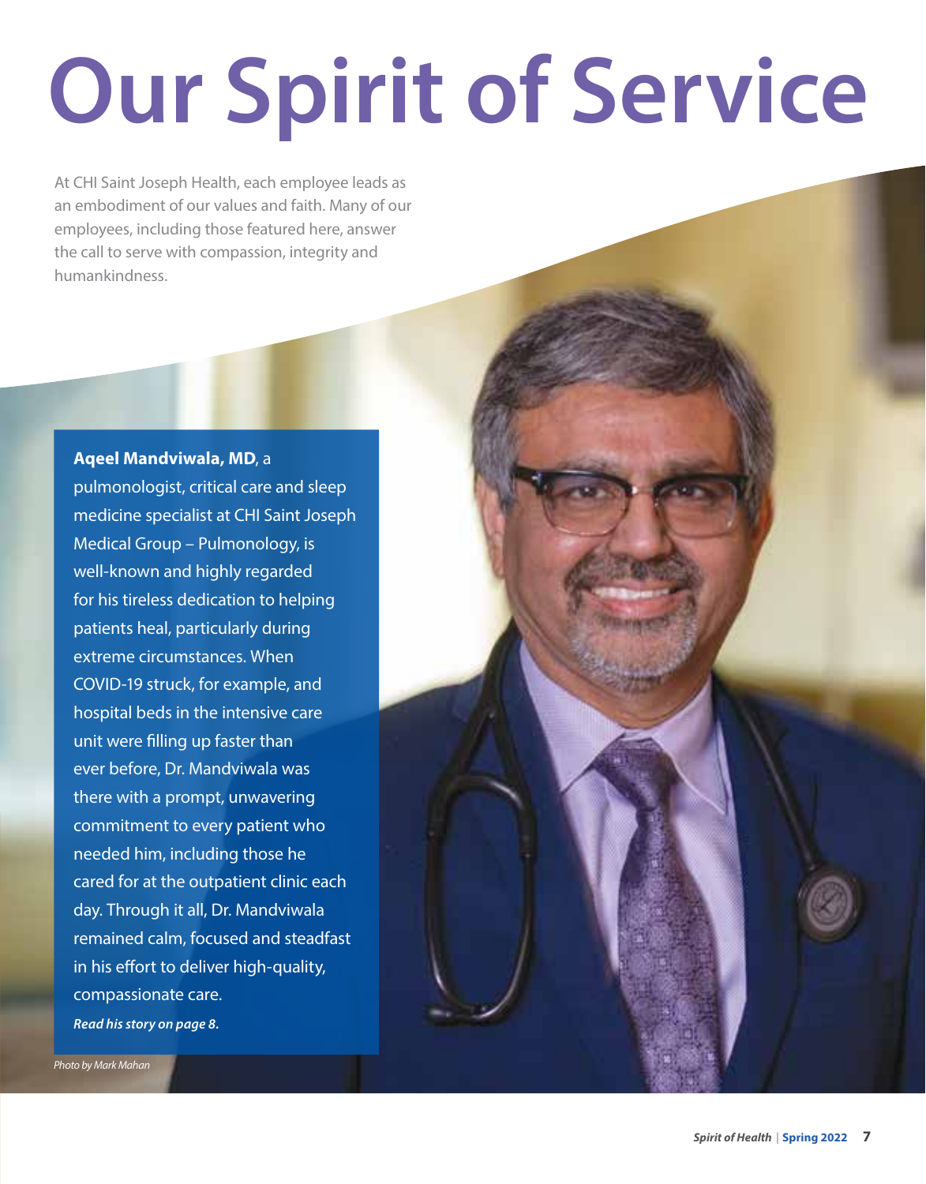# Our Spirit of Service

At CHI Saint Joseph Health, each employee leads as an embodiment of our values and faith. Many of our employees, including those featured here, answer the call to serve with compassion, integrity and humankindness.

**Aqeel Mandviwala, MD**, a pulmonologist, critical care and sleep medicine specialist at CHI Saint Joseph Medical Group – Pulmonology, is well-known and highly regarded for his tireless dedication to helping patients heal, particularly during extreme circumstances. When COVID-19 struck, for example, and hospital beds in the intensive care unit were filling up faster than ever before, Dr. Mandviwala was there with a prompt, unwavering commitment to every patient who needed him, including those he cared for at the outpatient clinic each day. Through it all, Dr. Mandviwala remained calm, focused and steadfast in his effort to deliver high-quality, compassionate care.

***Read his story on page 8.***

*Photo by Mark Mahan*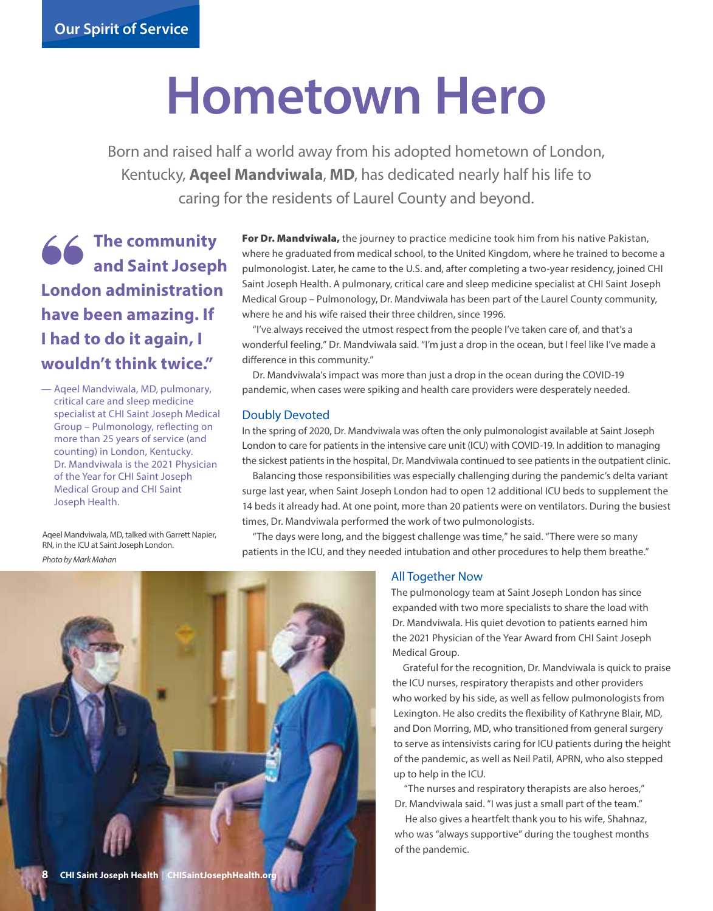Our Spirit of Service

# Hometown Hero

Born and raised half a world away from his adopted hometown of London, Kentucky, **Aqeel Mandviwala**, **MD**, has dedicated nearly half his life to caring for the residents of Laurel County and beyond.

> **"The community and Saint Joseph London administration have been amazing. If I had to do it again, I wouldn't think twice."**
>
> — Aqeel Mandviwala, MD, pulmonary, critical care and sleep medicine specialist at CHI Saint Joseph Medical Group – Pulmonology, reflecting on more than 25 years of service (and counting) in London, Kentucky. Dr. Mandviwala is the 2021 Physician of the Year for CHI Saint Joseph Medical Group and CHI Saint Joseph Health.

Aqeel Mandviwala, MD, talked with Garrett Napier, RN, in the ICU at Saint Joseph London.

*Photo by Mark Mahan*

**For Dr. Mandviwala,** the journey to practice medicine took him from his native Pakistan, where he graduated from medical school, to the United Kingdom, where he trained to become a pulmonologist. Later, he came to the U.S. and, after completing a two-year residency, joined CHI Saint Joseph Health. A pulmonary, critical care and sleep medicine specialist at CHI Saint Joseph Medical Group – Pulmonology, Dr. Mandviwala has been part of the Laurel County community, where he and his wife raised their three children, since 1996.

"I've always received the utmost respect from the people I've taken care of, and that's a wonderful feeling," Dr. Mandviwala said. "I'm just a drop in the ocean, but I feel like I've made a difference in this community."

Dr. Mandviwala's impact was more than just a drop in the ocean during the COVID-19 pandemic, when cases were spiking and health care providers were desperately needed.

## Doubly Devoted

In the spring of 2020, Dr. Mandviwala was often the only pulmonologist available at Saint Joseph London to care for patients in the intensive care unit (ICU) with COVID-19. In addition to managing the sickest patients in the hospital, Dr. Mandviwala continued to see patients in the outpatient clinic.

Balancing those responsibilities was especially challenging during the pandemic's delta variant surge last year, when Saint Joseph London had to open 12 additional ICU beds to supplement the 14 beds it already had. At one point, more than 20 patients were on ventilators. During the busiest times, Dr. Mandviwala performed the work of two pulmonologists.

"The days were long, and the biggest challenge was time," he said. "There were so many patients in the ICU, and they needed intubation and other procedures to help them breathe."

## All Together Now

The pulmonology team at Saint Joseph London has since expanded with two more specialists to share the load with Dr. Mandviwala. His quiet devotion to patients earned him the 2021 Physician of the Year Award from CHI Saint Joseph Medical Group.

Grateful for the recognition, Dr. Mandviwala is quick to praise the ICU nurses, respiratory therapists and other providers who worked by his side, as well as fellow pulmonologists from Lexington. He also credits the flexibility of Kathryne Blair, MD, and Don Morring, MD, who transitioned from general surgery to serve as intensivists caring for ICU patients during the height of the pandemic, as well as Neil Patil, APRN, who also stepped up to help in the ICU.

"The nurses and respiratory therapists are also heroes," Dr. Mandviwala said. "I was just a small part of the team."

He also gives a heartfelt thank you to his wife, Shahnaz, who was "always supportive" during the toughest months of the pandemic.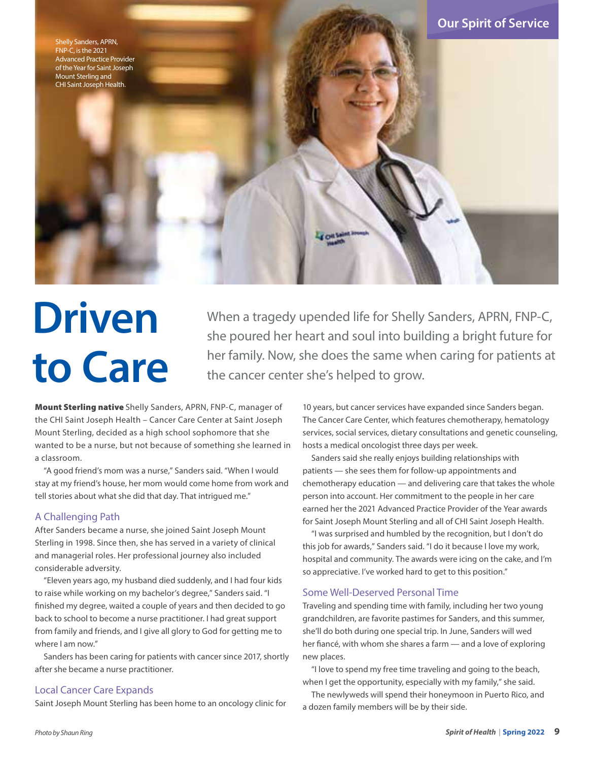Our Spirit of Service

Shelly Sanders, APRN, FNP-C, is the 2021 Advanced Practice Provider of the Year for Saint Joseph Mount Sterling and CHI Saint Joseph Health.

# Driven to Care

When a tragedy upended life for Shelly Sanders, APRN, FNP-C, she poured her heart and soul into building a bright future for her family. Now, she does the same when caring for patients at the cancer center she's helped to grow.

**Mount Sterling native** Shelly Sanders, APRN, FNP-C, manager of the CHI Saint Joseph Health – Cancer Care Center at Saint Joseph Mount Sterling, decided as a high school sophomore that she wanted to be a nurse, but not because of something she learned in a classroom.

"A good friend's mom was a nurse," Sanders said. "When I would stay at my friend's house, her mom would come home from work and tell stories about what she did that day. That intrigued me."

## A Challenging Path

After Sanders became a nurse, she joined Saint Joseph Mount Sterling in 1998. Since then, she has served in a variety of clinical and managerial roles. Her professional journey also included considerable adversity.

"Eleven years ago, my husband died suddenly, and I had four kids to raise while working on my bachelor's degree," Sanders said. "I finished my degree, waited a couple of years and then decided to go back to school to become a nurse practitioner. I had great support from family and friends, and I give all glory to God for getting me to where I am now."

Sanders has been caring for patients with cancer since 2017, shortly after she became a nurse practitioner.

## Local Cancer Care Expands

Saint Joseph Mount Sterling has been home to an oncology clinic for 10 years, but cancer services have expanded since Sanders began. The Cancer Care Center, which features chemotherapy, hematology services, social services, dietary consultations and genetic counseling, hosts a medical oncologist three days per week.

Sanders said she really enjoys building relationships with patients — she sees them for follow-up appointments and chemotherapy education — and delivering care that takes the whole person into account. Her commitment to the people in her care earned her the 2021 Advanced Practice Provider of the Year awards for Saint Joseph Mount Sterling and all of CHI Saint Joseph Health.

"I was surprised and humbled by the recognition, but I don't do this job for awards," Sanders said. "I do it because I love my work, hospital and community. The awards were icing on the cake, and I'm so appreciative. I've worked hard to get to this position."

## Some Well-Deserved Personal Time

Traveling and spending time with family, including her two young grandchildren, are favorite pastimes for Sanders, and this summer, she'll do both during one special trip. In June, Sanders will wed her fiancé, with whom she shares a farm — and a love of exploring new places.

"I love to spend my free time traveling and going to the beach, when I get the opportunity, especially with my family," she said.

The newlyweds will spend their honeymoon in Puerto Rico, and a dozen family members will be by their side.

*Photo by Shaun Ring*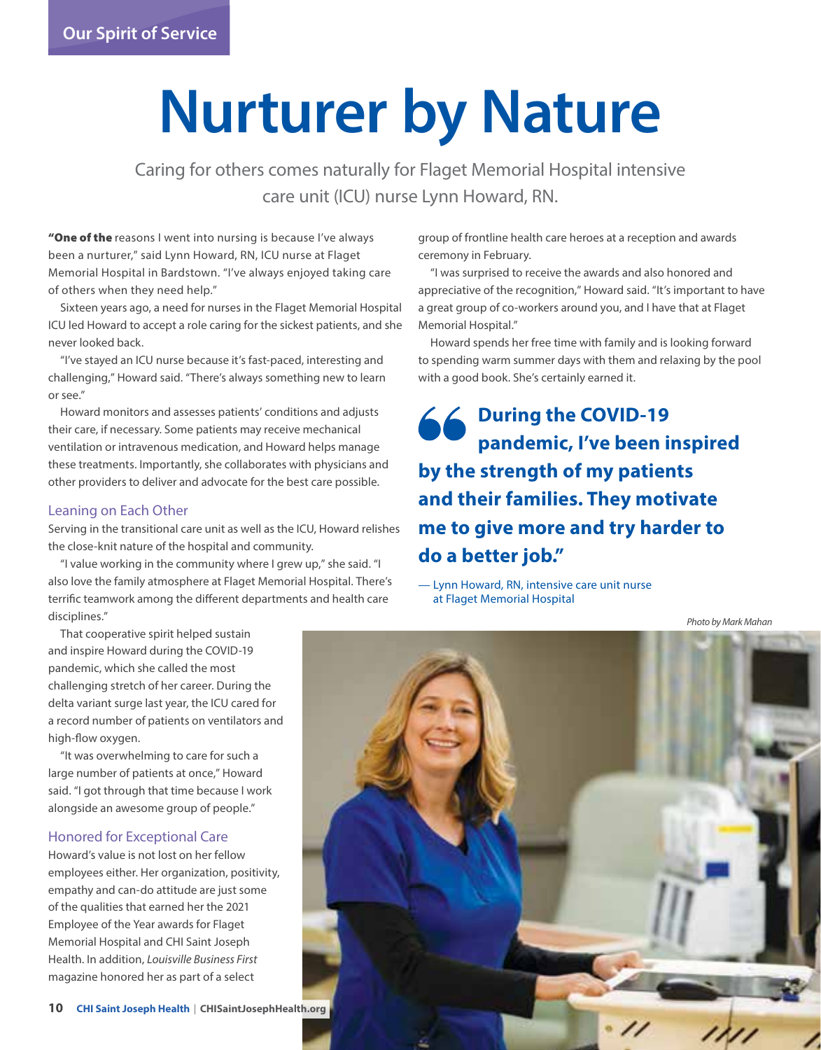Our Spirit of Service

# Nurturer by Nature

Caring for others comes naturally for Flaget Memorial Hospital intensive care unit (ICU) nurse Lynn Howard, RN.

**"One of the** reasons I went into nursing is because I've always been a nurturer," said Lynn Howard, RN, ICU nurse at Flaget Memorial Hospital in Bardstown. "I've always enjoyed taking care of others when they need help."

Sixteen years ago, a need for nurses in the Flaget Memorial Hospital ICU led Howard to accept a role caring for the sickest patients, and she never looked back.

"I've stayed an ICU nurse because it's fast-paced, interesting and challenging," Howard said. "There's always something new to learn or see."

Howard monitors and assesses patients' conditions and adjusts their care, if necessary. Some patients may receive mechanical ventilation or intravenous medication, and Howard helps manage these treatments. Importantly, she collaborates with physicians and other providers to deliver and advocate for the best care possible.

## Leaning on Each Other

Serving in the transitional care unit as well as the ICU, Howard relishes the close-knit nature of the hospital and community.

"I value working in the community where I grew up," she said. "I also love the family atmosphere at Flaget Memorial Hospital. There's terrific teamwork among the different departments and health care disciplines."

That cooperative spirit helped sustain and inspire Howard during the COVID-19 pandemic, which she called the most challenging stretch of her career. During the delta variant surge last year, the ICU cared for a record number of patients on ventilators and high-flow oxygen.

"It was overwhelming to care for such a large number of patients at once," Howard said. "I got through that time because I work alongside an awesome group of people."

## Honored for Exceptional Care

Howard's value is not lost on her fellow employees either. Her organization, positivity, empathy and can-do attitude are just some of the qualities that earned her the 2021 Employee of the Year awards for Flaget Memorial Hospital and CHI Saint Joseph Health. In addition, *Louisville Business First* magazine honored her as part of a select group of frontline health care heroes at a reception and awards ceremony in February.

"I was surprised to receive the awards and also honored and appreciative of the recognition," Howard said. "It's important to have a great group of co-workers around you, and I have that at Flaget Memorial Hospital."

Howard spends her free time with family and is looking forward to spending warm summer days with them and relaxing by the pool with a good book. She's certainly earned it.

> **"During the COVID-19 pandemic, I've been inspired by the strength of my patients and their families. They motivate me to give more and try harder to do a better job."**
>
> — Lynn Howard, RN, intensive care unit nurse at Flaget Memorial Hospital

*Photo by Mark Mahan*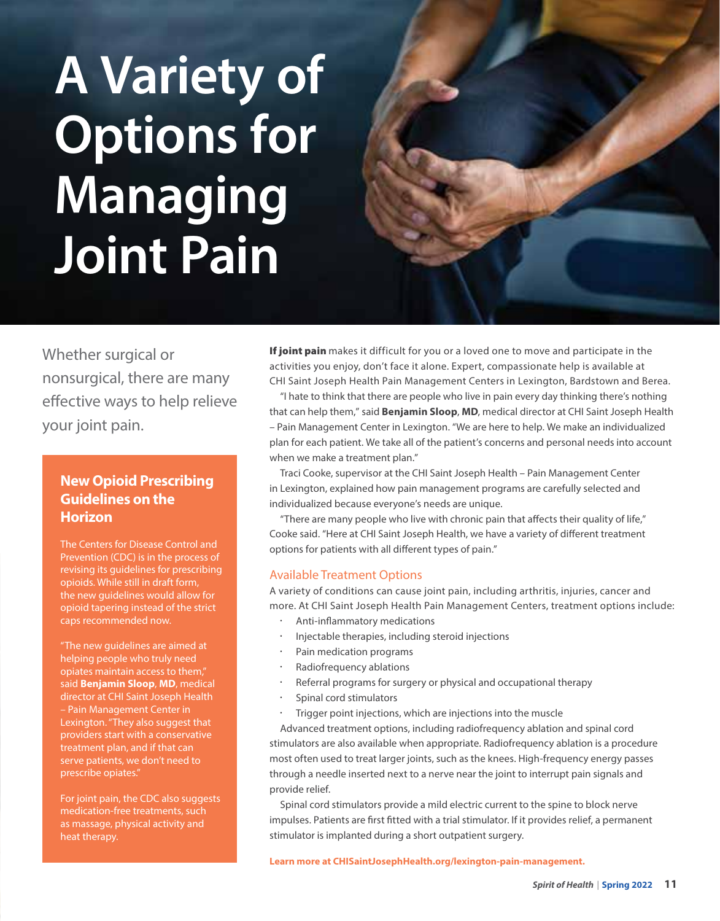# A Variety of Options for Managing Joint Pain

Whether surgical or nonsurgical, there are many effective ways to help relieve your joint pain.

**If joint pain** makes it difficult for you or a loved one to move and participate in the activities you enjoy, don't face it alone. Expert, compassionate help is available at CHI Saint Joseph Health Pain Management Centers in Lexington, Bardstown and Berea.

"I hate to think that there are people who live in pain every day thinking there's nothing that can help them," said **Benjamin Sloop**, **MD**, medical director at CHI Saint Joseph Health – Pain Management Center in Lexington. "We are here to help. We make an individualized plan for each patient. We take all of the patient's concerns and personal needs into account when we make a treatment plan."

Traci Cooke, supervisor at the CHI Saint Joseph Health – Pain Management Center in Lexington, explained how pain management programs are carefully selected and individualized because everyone's needs are unique.

"There are many people who live with chronic pain that affects their quality of life," Cooke said. "Here at CHI Saint Joseph Health, we have a variety of different treatment options for patients with all different types of pain."

## Available Treatment Options

A variety of conditions can cause joint pain, including arthritis, injuries, cancer and more. At CHI Saint Joseph Health Pain Management Centers, treatment options include:

- Anti-inflammatory medications
- Injectable therapies, including steroid injections
- Pain medication programs
- Radiofrequency ablations
- Referral programs for surgery or physical and occupational therapy
- Spinal cord stimulators
- Trigger point injections, which are injections into the muscle

Advanced treatment options, including radiofrequency ablation and spinal cord stimulators are also available when appropriate. Radiofrequency ablation is a procedure most often used to treat larger joints, such as the knees. High-frequency energy passes through a needle inserted next to a nerve near the joint to interrupt pain signals and provide relief.

Spinal cord stimulators provide a mild electric current to the spine to block nerve impulses. Patients are first fitted with a trial stimulator. If it provides relief, a permanent stimulator is implanted during a short outpatient surgery.

**Learn more at CHISaintJosephHealth.org/lexington-pain-management.**

### New Opioid Prescribing Guidelines on the Horizon

The Centers for Disease Control and Prevention (CDC) is in the process of revising its guidelines for prescribing opioids. While still in draft form, the new guidelines would allow for opioid tapering instead of the strict caps recommended now.

"The new guidelines are aimed at helping people who truly need opiates maintain access to them," said **Benjamin Sloop**, **MD**, medical director at CHI Saint Joseph Health – Pain Management Center in Lexington. "They also suggest that providers start with a conservative treatment plan, and if that can serve patients, we don't need to prescribe opiates."

For joint pain, the CDC also suggests medication-free treatments, such as massage, physical activity and heat therapy.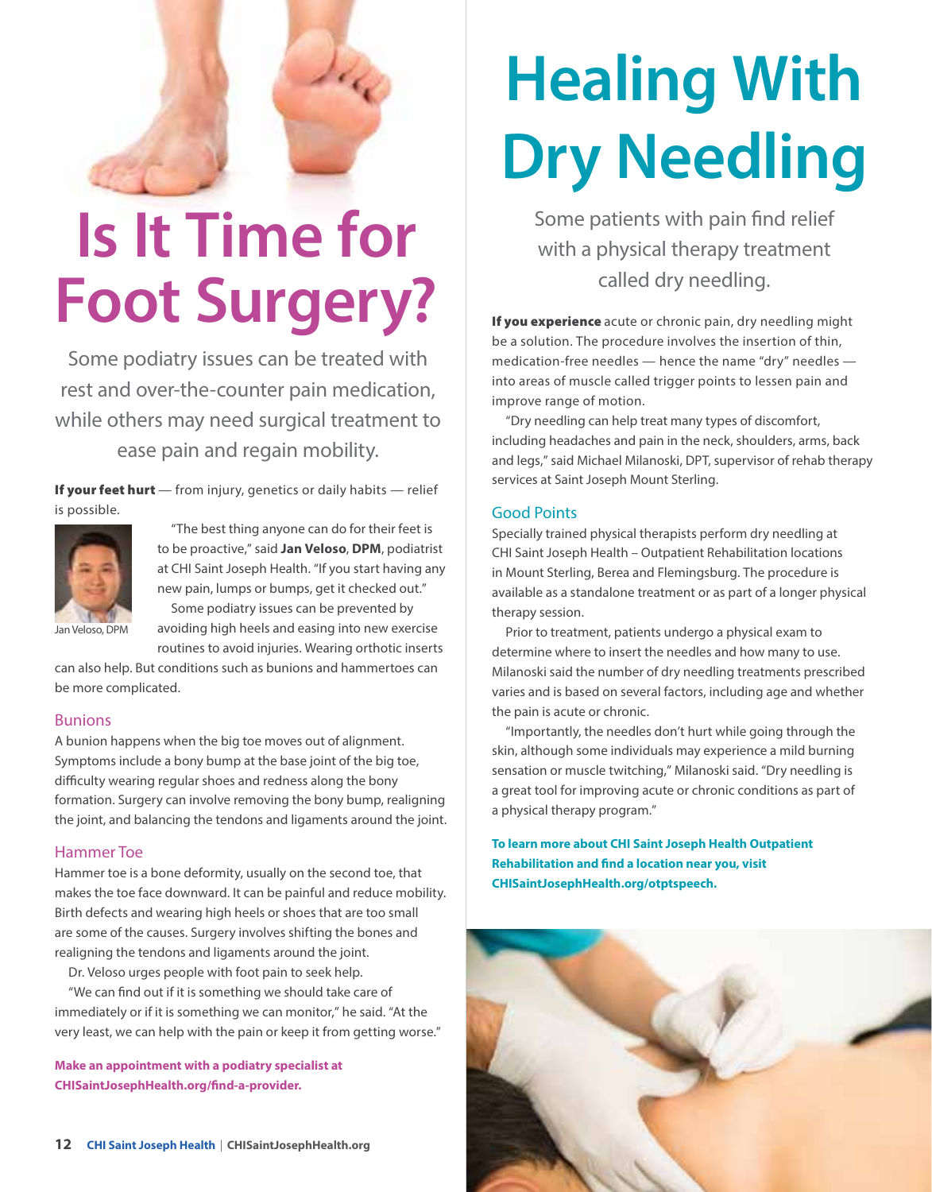# Is It Time for Foot Surgery?

Some podiatry issues can be treated with rest and over-the-counter pain medication, while others may need surgical treatment to ease pain and regain mobility.

**If your feet hurt** — from injury, genetics or daily habits — relief is possible.

Jan Veloso, DPM

"The best thing anyone can do for their feet is to be proactive," said **Jan Veloso**, **DPM**, podiatrist at CHI Saint Joseph Health. "If you start having any new pain, lumps or bumps, get it checked out."

Some podiatry issues can be prevented by avoiding high heels and easing into new exercise routines to avoid injuries. Wearing orthotic inserts can also help. But conditions such as bunions and hammertoes can be more complicated.

## Bunions

A bunion happens when the big toe moves out of alignment. Symptoms include a bony bump at the base joint of the big toe, difficulty wearing regular shoes and redness along the bony formation. Surgery can involve removing the bony bump, realigning the joint, and balancing the tendons and ligaments around the joint.

## Hammer Toe

Hammer toe is a bone deformity, usually on the second toe, that makes the toe face downward. It can be painful and reduce mobility. Birth defects and wearing high heels or shoes that are too small are some of the causes. Surgery involves shifting the bones and realigning the tendons and ligaments around the joint.

Dr. Veloso urges people with foot pain to seek help.

"We can find out if it is something we should take care of immediately or if it is something we can monitor," he said. "At the very least, we can help with the pain or keep it from getting worse."

**Make an appointment with a podiatry specialist at CHISaintJosephHealth.org/find-a-provider.**

# Healing With Dry Needling

Some patients with pain find relief with a physical therapy treatment called dry needling.

**If you experience** acute or chronic pain, dry needling might be a solution. The procedure involves the insertion of thin, medication-free needles — hence the name "dry" needles — into areas of muscle called trigger points to lessen pain and improve range of motion.

"Dry needling can help treat many types of discomfort, including headaches and pain in the neck, shoulders, arms, back and legs," said Michael Milanoski, DPT, supervisor of rehab therapy services at Saint Joseph Mount Sterling.

## Good Points

Specially trained physical therapists perform dry needling at CHI Saint Joseph Health – Outpatient Rehabilitation locations in Mount Sterling, Berea and Flemingsburg. The procedure is available as a standalone treatment or as part of a longer physical therapy session.

Prior to treatment, patients undergo a physical exam to determine where to insert the needles and how many to use. Milanoski said the number of dry needling treatments prescribed varies and is based on several factors, including age and whether the pain is acute or chronic.

"Importantly, the needles don't hurt while going through the skin, although some individuals may experience a mild burning sensation or muscle twitching," Milanoski said. "Dry needling is a great tool for improving acute or chronic conditions as part of a physical therapy program."

**To learn more about CHI Saint Joseph Health Outpatient Rehabilitation and find a location near you, visit CHISaintJosephHealth.org/otptspeech.**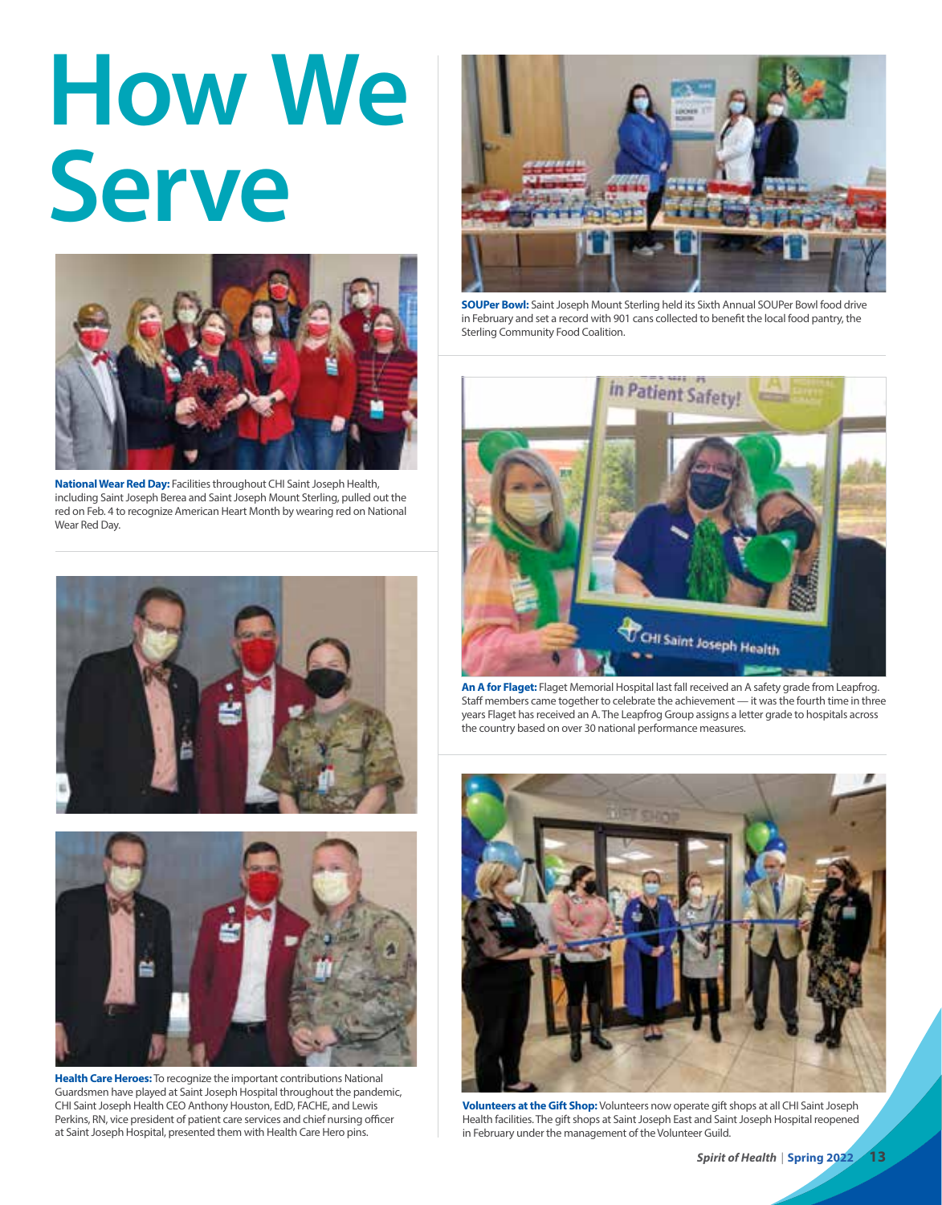# How We Serve

**National Wear Red Day:** Facilities throughout CHI Saint Joseph Health, including Saint Joseph Berea and Saint Joseph Mount Sterling, pulled out the red on Feb. 4 to recognize American Heart Month by wearing red on National Wear Red Day.

**Health Care Heroes:** To recognize the important contributions National Guardsmen have played at Saint Joseph Hospital throughout the pandemic, CHI Saint Joseph Health CEO Anthony Houston, EdD, FACHE, and Lewis Perkins, RN, vice president of patient care services and chief nursing officer at Saint Joseph Hospital, presented them with Health Care Hero pins.

**SOUPer Bowl:** Saint Joseph Mount Sterling held its Sixth Annual SOUPer Bowl food drive in February and set a record with 901 cans collected to benefit the local food pantry, the Sterling Community Food Coalition.

**An A for Flaget:** Flaget Memorial Hospital last fall received an A safety grade from Leapfrog. Staff members came together to celebrate the achievement — it was the fourth time in three years Flaget has received an A. The Leapfrog Group assigns a letter grade to hospitals across the country based on over 30 national performance measures.

**Volunteers at the Gift Shop:** Volunteers now operate gift shops at all CHI Saint Joseph Health facilities. The gift shops at Saint Joseph East and Saint Joseph Hospital reopened in February under the management of the Volunteer Guild.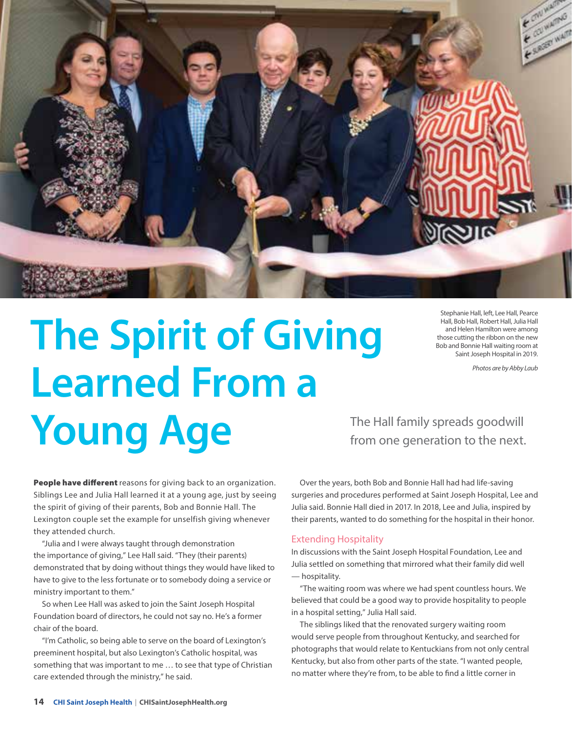# The Spirit of Giving Learned From a Young Age

Stephanie Hall, left, Lee Hall, Pearce Hall, Bob Hall, Robert Hall, Julia Hall and Helen Hamilton were among those cutting the ribbon on the new Bob and Bonnie Hall waiting room at Saint Joseph Hospital in 2019.

*Photos are by Abby Laub*

The Hall family spreads goodwill from one generation to the next.

**People have different** reasons for giving back to an organization. Siblings Lee and Julia Hall learned it at a young age, just by seeing the spirit of giving of their parents, Bob and Bonnie Hall. The Lexington couple set the example for unselfish giving whenever they attended church.

"Julia and I were always taught through demonstration the importance of giving," Lee Hall said. "They (their parents) demonstrated that by doing without things they would have liked to have to give to the less fortunate or to somebody doing a service or ministry important to them."

So when Lee Hall was asked to join the Saint Joseph Hospital Foundation board of directors, he could not say no. He's a former chair of the board.

"I'm Catholic, so being able to serve on the board of Lexington's preeminent hospital, but also Lexington's Catholic hospital, was something that was important to me … to see that type of Christian care extended through the ministry," he said.

Over the years, both Bob and Bonnie Hall had had life-saving surgeries and procedures performed at Saint Joseph Hospital, Lee and Julia said. Bonnie Hall died in 2017. In 2018, Lee and Julia, inspired by their parents, wanted to do something for the hospital in their honor.

## Extending Hospitality

In discussions with the Saint Joseph Hospital Foundation, Lee and Julia settled on something that mirrored what their family did well — hospitality.

"The waiting room was where we had spent countless hours. We believed that could be a good way to provide hospitality to people in a hospital setting," Julia Hall said.

The siblings liked that the renovated surgery waiting room would serve people from throughout Kentucky, and searched for photographs that would relate to Kentuckians from not only central Kentucky, but also from other parts of the state. "I wanted people, no matter where they're from, to be able to find a little corner in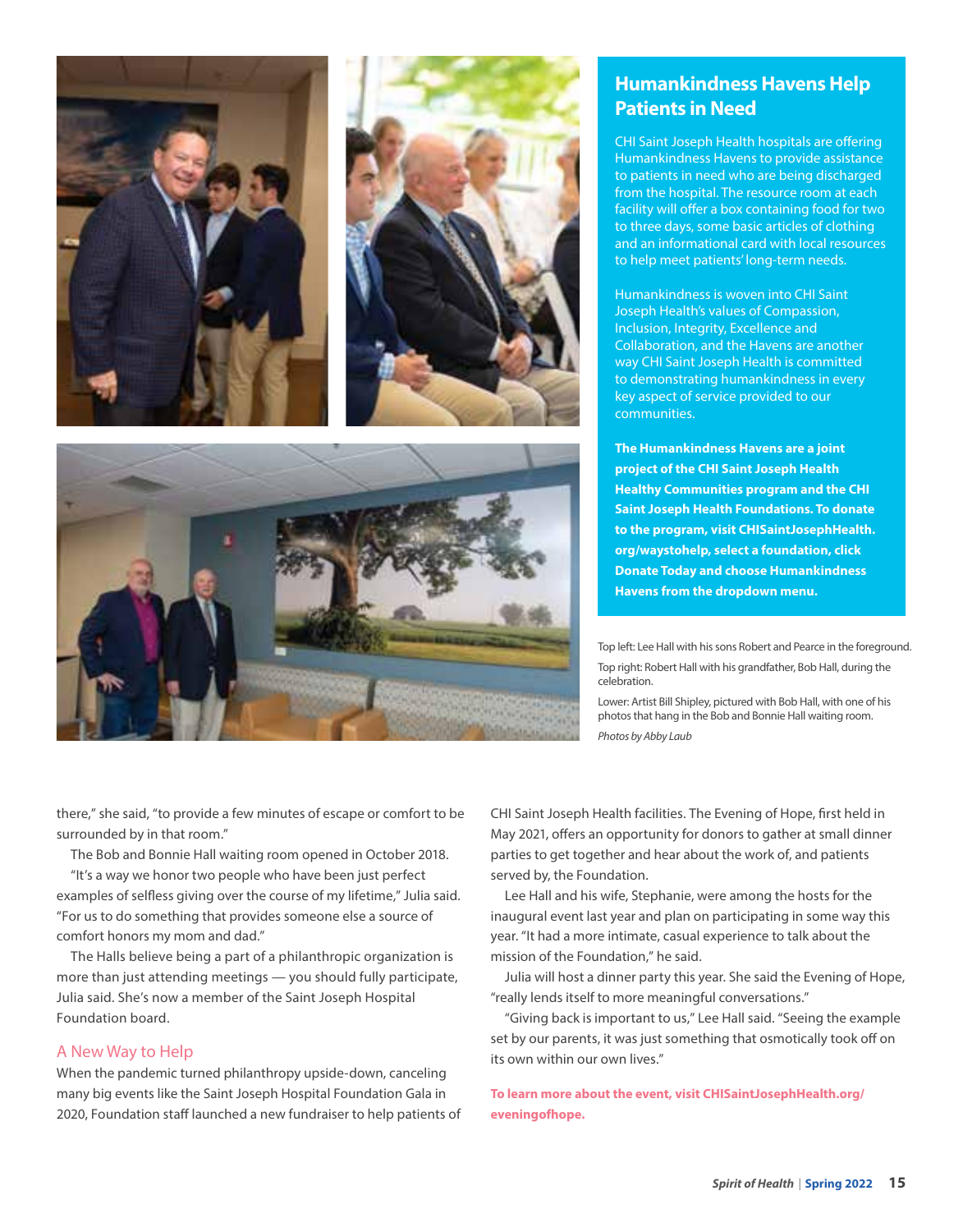## Humankindness Havens Help Patients in Need

CHI Saint Joseph Health hospitals are offering Humankindness Havens to provide assistance to patients in need who are being discharged from the hospital. The resource room at each facility will offer a box containing food for two to three days, some basic articles of clothing and an informational card with local resources to help meet patients' long-term needs.

Humankindness is woven into CHI Saint Joseph Health's values of Compassion, Inclusion, Integrity, Excellence and Collaboration, and the Havens are another way CHI Saint Joseph Health is committed to demonstrating humankindness in every key aspect of service provided to our communities.

**The Humankindness Havens are a joint project of the CHI Saint Joseph Health Healthy Communities program and the CHI Saint Joseph Health Foundations. To donate to the program, visit CHISaintJosephHealth.org/waystohelp, select a foundation, click Donate Today and choose Humankindness Havens from the dropdown menu.**

Top left: Lee Hall with his sons Robert and Pearce in the foreground.

Top right: Robert Hall with his grandfather, Bob Hall, during the celebration.

Lower: Artist Bill Shipley, pictured with Bob Hall, with one of his photos that hang in the Bob and Bonnie Hall waiting room.

*Photos by Abby Laub*

there," she said, "to provide a few minutes of escape or comfort to be surrounded by in that room."

The Bob and Bonnie Hall waiting room opened in October 2018.

"It's a way we honor two people who have been just perfect examples of selfless giving over the course of my lifetime," Julia said. "For us to do something that provides someone else a source of comfort honors my mom and dad."

The Halls believe being a part of a philanthropic organization is more than just attending meetings — you should fully participate, Julia said. She's now a member of the Saint Joseph Hospital Foundation board.

### A New Way to Help

When the pandemic turned philanthropy upside-down, canceling many big events like the Saint Joseph Hospital Foundation Gala in 2020, Foundation staff launched a new fundraiser to help patients of CHI Saint Joseph Health facilities. The Evening of Hope, first held in May 2021, offers an opportunity for donors to gather at small dinner parties to get together and hear about the work of, and patients served by, the Foundation.

Lee Hall and his wife, Stephanie, were among the hosts for the inaugural event last year and plan on participating in some way this year. "It had a more intimate, casual experience to talk about the mission of the Foundation," he said.

Julia will host a dinner party this year. She said the Evening of Hope, "really lends itself to more meaningful conversations."

"Giving back is important to us," Lee Hall said. "Seeing the example set by our parents, it was just something that osmotically took off on its own within our own lives."

**To learn more about the event, visit CHISaintJosephHealth.org/eveningofhope.**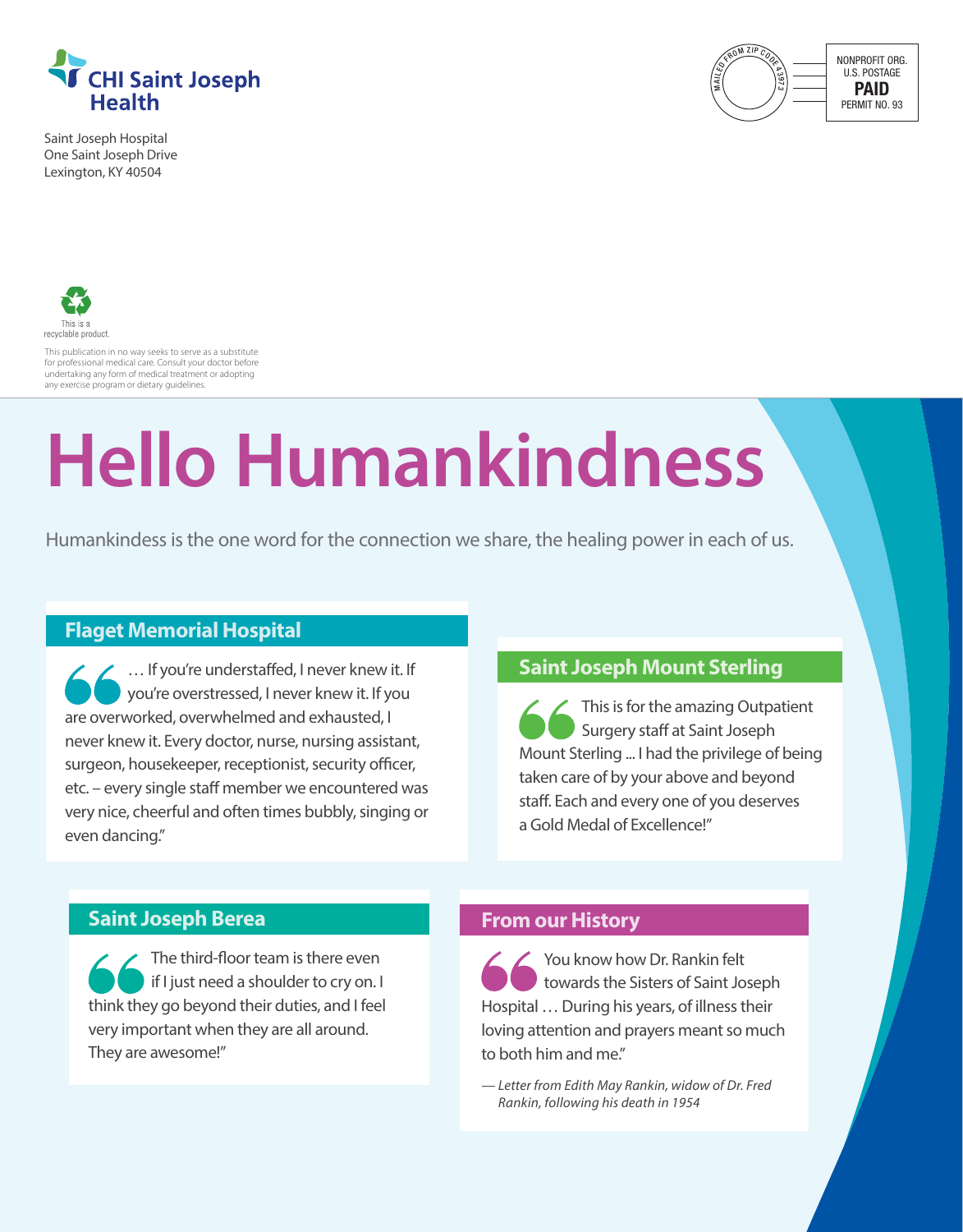CHI Saint Joseph Health

Saint Joseph Hospital
One Saint Joseph Drive
Lexington, KY 40504

MAILED FROM ZIP CODE 43973

NONPROFIT ORG.
U.S. POSTAGE
**PAID**
PERMIT NO. 93

This is a recyclable product.

This publication in no way seeks to serve as a substitute for professional medical care. Consult your doctor before undertaking any form of medical treatment or adopting any exercise program or dietary guidelines.

# Hello Humankindness

Humankindess is the one word for the connection we share, the healing power in each of us.

## Flaget Memorial Hospital

"… If you're understaffed, I never knew it. If you're overstressed, I never knew it. If you are overworked, overwhelmed and exhausted, I never knew it. Every doctor, nurse, nursing assistant, surgeon, housekeeper, receptionist, security officer, etc. – every single staff member we encountered was very nice, cheerful and often times bubbly, singing or even dancing."

## Saint Joseph Mount Sterling

"This is for the amazing Outpatient Surgery staff at Saint Joseph Mount Sterling ... I had the privilege of being taken care of by your above and beyond staff. Each and every one of you deserves a Gold Medal of Excellence!"

## Saint Joseph Berea

"The third-floor team is there even if I just need a shoulder to cry on. I think they go beyond their duties, and I feel very important when they are all around. They are awesome!"

## From our History

"You know how Dr. Rankin felt towards the Sisters of Saint Joseph Hospital … During his years, of illness their loving attention and prayers meant so much to both him and me."

*— Letter from Edith May Rankin, widow of Dr. Fred Rankin, following his death in 1954*